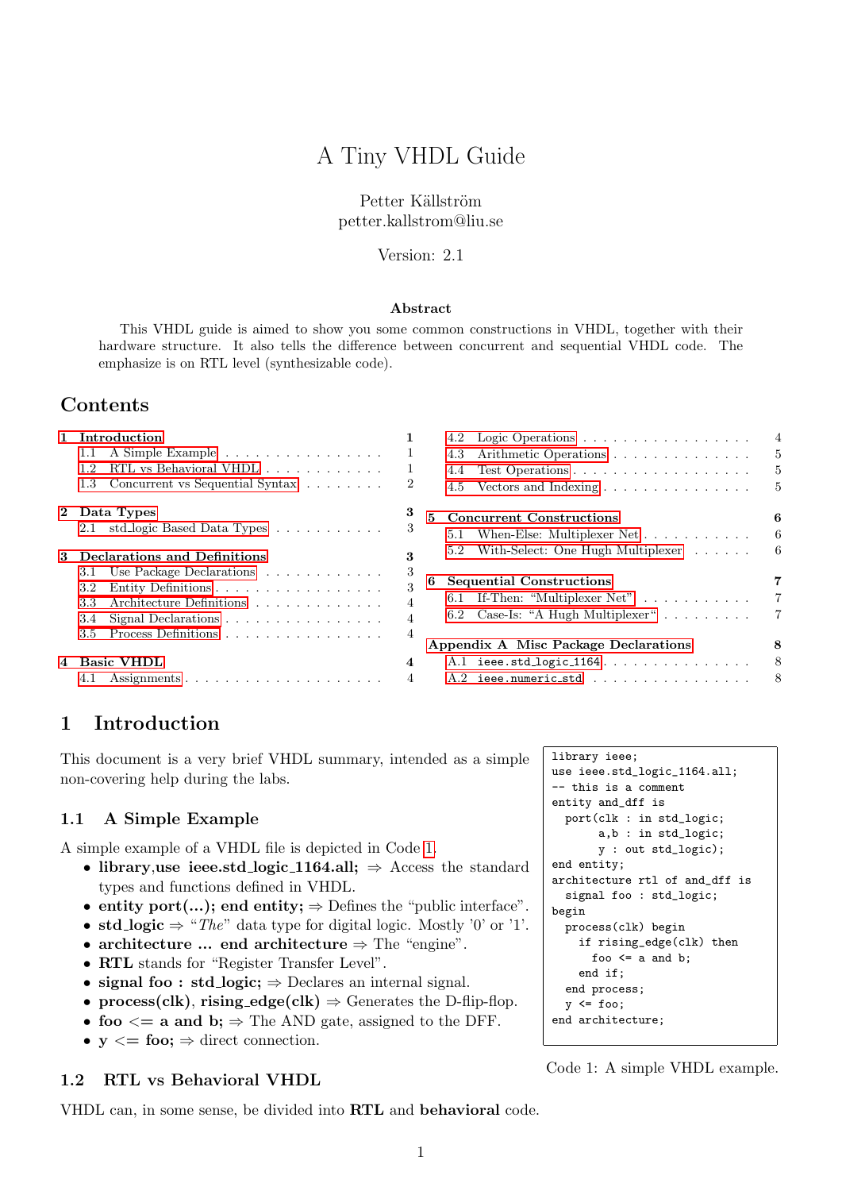# A Tiny VHDL Guide

Petter Källström
petter.kallstrom@liu.se

Version: 2.1

**Abstract**

This VHDL guide is aimed to show you some common constructions in VHDL, together with their hardware structure. It also tells the difference between concurrent and sequential VHDL code. The emphasize is on RTL level (synthesizable code).

## Contents

- 1 Introduction — 1
  - 1.1 A Simple Example — 1
  - 1.2 RTL vs Behavioral VHDL — 1
  - 1.3 Concurrent vs Sequential Syntax — 2
- 2 Data Types — 3
  - 2.1 std_logic Based Data Types — 3
- 3 Declarations and Definitions — 3
  - 3.1 Use Package Declarations — 3
  - 3.2 Entity Definitions — 3
  - 3.3 Architecture Definitions — 4
  - 3.4 Signal Declarations — 4
  - 3.5 Process Definitions — 4
- 4 Basic VHDL — 4
  - 4.1 Assignments — 4
  - 4.2 Logic Operations — 4
  - 4.3 Arithmetic Operations — 5
  - 4.4 Test Operations — 5
  - 4.5 Vectors and Indexing — 5
- 5 Concurrent Constructions — 6
  - 5.1 When-Else: Multiplexer Net — 6
  - 5.2 With-Select: One Hugh Multiplexer — 6
- 6 Sequential Constructions — 7
  - 6.1 If-Then: "Multiplexer Net" — 7
  - 6.2 Case-Is: "A Hugh Multiplexer" — 7
- Appendix A Misc Package Declarations — 8
  - A.1 ieee.std_logic_1164 — 8
  - A.2 ieee.numeric_std — 8

## 1 Introduction

This document is a very brief VHDL summary, intended as a simple non-covering help during the labs.

### 1.1 A Simple Example

A simple example of a VHDL file is depicted in Code 1.

- **library**,**use ieee.std_logic_1164.all;** ⇒ Access the standard types and functions defined in VHDL.
- **entity port(...); end entity;** ⇒ Defines the "public interface".
- **std_logic** ⇒ "*The*" data type for digital logic. Mostly '0' or '1'.
- **architecture ... end architecture** ⇒ The "engine".
- **RTL** stands for "Register Transfer Level".
- **signal foo : std_logic;** ⇒ Declares an internal signal.
- **process(clk)**, **rising_edge(clk)** ⇒ Generates the D-flip-flop.
- **foo <= a and b;** ⇒ The AND gate, assigned to the DFF.
- **y <= foo;** ⇒ direct connection.

```
library ieee;
use ieee.std_logic_1164.all;
-- this is a comment
entity and_dff is
  port(clk : in std_logic;
       a,b : in std_logic;
         y : out std_logic);
end entity;
architecture rtl of and_dff is
  signal foo : std_logic;
begin
  process(clk) begin
    if rising_edge(clk) then
      foo <= a and b;
    end if;
  end process;
  y <= foo;
end architecture;
```

Code 1: A simple VHDL example.

### 1.2 RTL vs Behavioral VHDL

VHDL can, in some sense, be divided into **RTL** and **behavioral** code.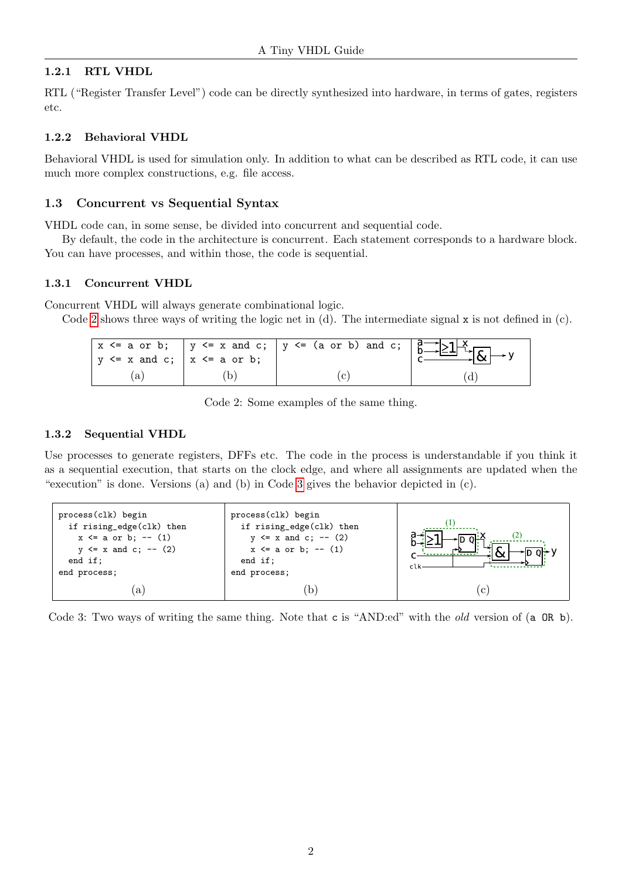### 1.2.1 RTL VHDL

RTL ("Register Transfer Level") code can be directly synthesized into hardware, in terms of gates, registers etc.

### 1.2.2 Behavioral VHDL

Behavioral VHDL is used for simulation only. In addition to what can be described as RTL code, it can use much more complex constructions, e.g. file access.

## 1.3 Concurrent vs Sequential Syntax

VHDL code can, in some sense, be divided into concurrent and sequential code.

By default, the code in the architecture is concurrent. Each statement corresponds to a hardware block. You can have processes, and within those, the code is sequential.

### 1.3.1 Concurrent VHDL

Concurrent VHDL will always generate combinational logic.

Code 2 shows three ways of writing the logic net in (d). The intermediate signal `x` is not defined in (c).

| `x <= a or b;` `y <= x and c;` | `y <= x and c;` `x <= a or b;` | `y <= (a or b) and c;` | a, b → ≥1 → x; x, c → & → y |
|---|---|---|---|
| (a) | (b) | (c) | (d) |

Code 2: Some examples of the same thing.

### 1.3.2 Sequential VHDL

Use processes to generate registers, DFFs etc. The code in the process is understandable if you think it as a sequential execution, that starts on the clock edge, and where all assignments are updated when the "execution" is done. Versions (a) and (b) in Code 3 gives the behavior depicted in (c).

```
process(clk) begin
  if rising_edge(clk) then
    x <= a or b; -- (1)
    y <= x and c; -- (2)
  end if;
end process;
```
(a)

```
process(clk) begin
  if rising_edge(clk) then
    y <= x and c; -- (2)
    x <= a or b; -- (1)
  end if;
end process;
```
(b)

(c): a, b → ≥1 → D Q → x (1); x, c → & → D Q → y (2); clk

Code 3: Two ways of writing the same thing. Note that `c` is "AND:ed" with the *old* version of (`a OR b`).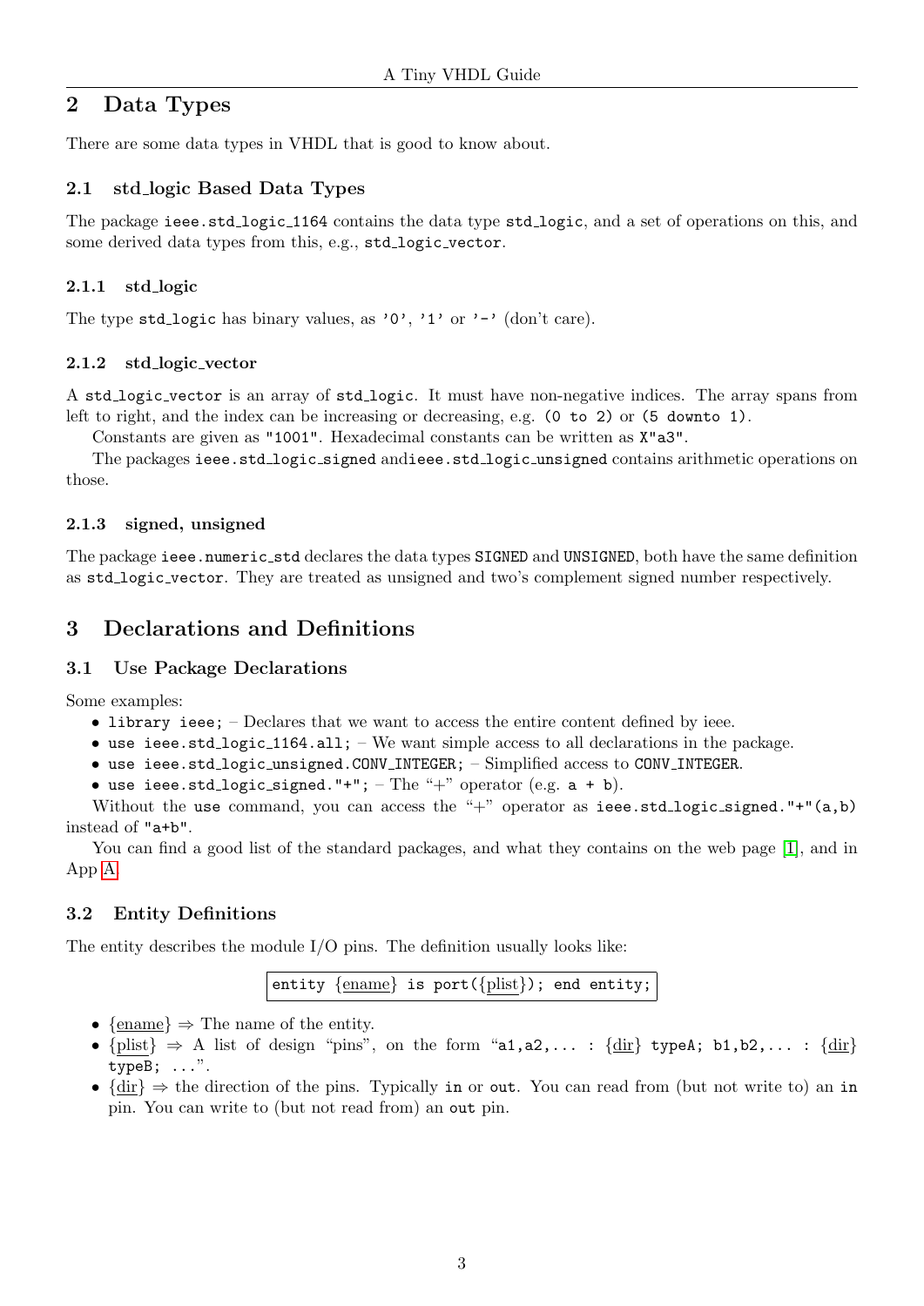## 2 Data Types

There are some data types in VHDL that is good to know about.

### 2.1 std_logic Based Data Types

The package `ieee.std_logic_1164` contains the data type `std_logic`, and a set of operations on this, and some derived data types from this, e.g., `std_logic_vector`.

#### 2.1.1 std_logic

The type `std_logic` has binary values, as `'0'`, `'1'` or `'-'` (don't care).

#### 2.1.2 std_logic_vector

A `std_logic_vector` is an array of `std_logic`. It must have non-negative indices. The array spans from left to right, and the index can be increasing or decreasing, e.g. `(0 to 2)` or `(5 downto 1)`.

Constants are given as `"1001"`. Hexadecimal constants can be written as `X"a3"`.

The packages `ieee.std_logic_signed` and`ieee.std_logic_unsigned` contains arithmetic operations on those.

#### 2.1.3 signed, unsigned

The package `ieee.numeric_std` declares the data types `SIGNED` and `UNSIGNED`, both have the same definition as `std_logic_vector`. They are treated as unsigned and two's complement signed number respectively.

## 3 Declarations and Definitions

### 3.1 Use Package Declarations

Some examples:

- `library ieee;` – Declares that we want to access the entire content defined by ieee.
- `use ieee.std_logic_1164.all;` – We want simple access to all declarations in the package.
- `use ieee.std_logic_unsigned.CONV_INTEGER;` – Simplified access to `CONV_INTEGER`.
- `use ieee.std_logic_signed."+";` – The "+" operator (e.g. `a + b`).

Without the `use` command, you can access the "+" operator as `ieee.std_logic_signed."+"(a,b)` instead of `"a+b"`.

You can find a good list of the standard packages, and what they contains on the web page [1], and in App A.

### 3.2 Entity Definitions

The entity describes the module I/O pins. The definition usually looks like:

```
entity {ename} is port({plist}); end entity;
```

- {ename} ⇒ The name of the entity.
- {plist} ⇒ A list of design "pins", on the form "`a1,a2,... : {dir} typeA; b1,b2,... : {dir} typeB; ...`".
- {dir} ⇒ the direction of the pins. Typically `in` or `out`. You can read from (but not write to) an `in` pin. You can write to (but not read from) an `out` pin.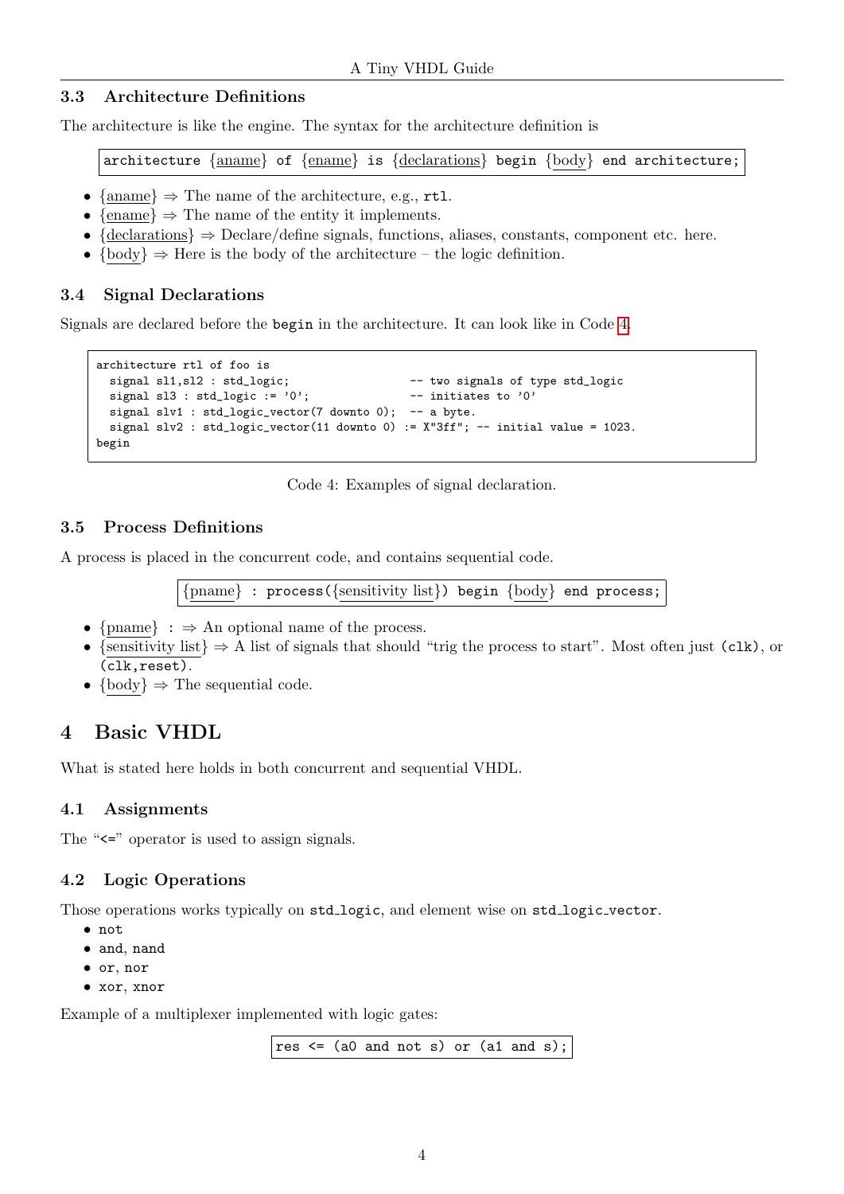### 3.3 Architecture Definitions

The architecture is like the engine. The syntax for the architecture definition is

```
architecture {aname} of {ename} is {declarations} begin {body} end architecture;
```

- {aname} ⇒ The name of the architecture, e.g., `rtl`.
- {ename} ⇒ The name of the entity it implements.
- {declarations} ⇒ Declare/define signals, functions, aliases, constants, component etc. here.
- {body} ⇒ Here is the body of the architecture – the logic definition.

### 3.4 Signal Declarations

Signals are declared before the `begin` in the architecture. It can look like in Code 4.

```
architecture rtl of foo is
  signal sl1,sl2 : std_logic;                    -- two signals of type std_logic
  signal sl3 : std_logic := '0';                 -- initiates to '0'
  signal slv1 : std_logic_vector(7 downto 0);   -- a byte.
  signal slv2 : std_logic_vector(11 downto 0) := X"3ff"; -- initial value = 1023.
begin
```

Code 4: Examples of signal declaration.

### 3.5 Process Definitions

A process is placed in the concurrent code, and contains sequential code.

```
{pname} : process({sensitivity list}) begin {body} end process;
```

- {pname} : ⇒ An optional name of the process.
- {sensitivity list} ⇒ A list of signals that should "trig the process to start". Most often just `(clk)`, or `(clk,reset)`.
- {body} ⇒ The sequential code.

## 4 Basic VHDL

What is stated here holds in both concurrent and sequential VHDL.

### 4.1 Assignments

The "`<=`" operator is used to assign signals.

### 4.2 Logic Operations

Those operations works typically on `std_logic`, and element wise on `std_logic_vector`.

- `not`
- `and`, `nand`
- `or`, `nor`
- `xor`, `xnor`

Example of a multiplexer implemented with logic gates:

```
res <= (a0 and not s) or (a1 and s);
```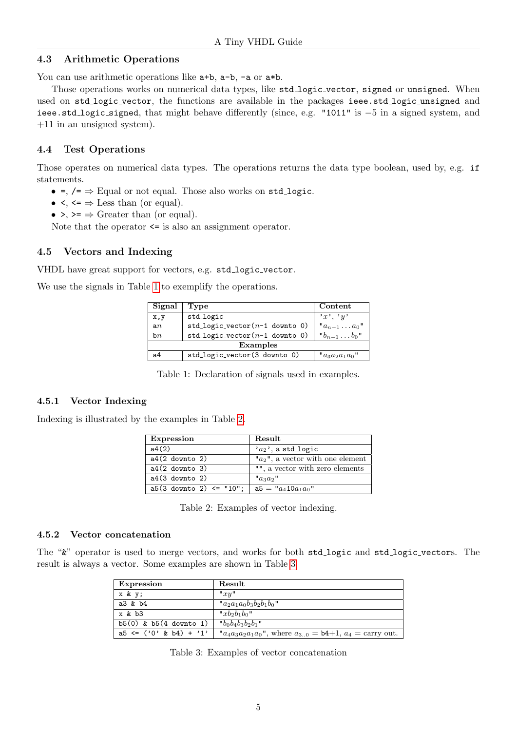## 4.3 Arithmetic Operations

You can use arithmetic operations like `a+b`, `a-b`, `-a` or `a*b`.

Those operations works on numerical data types, like `std_logic_vector`, `signed` or `unsigned`. When used on `std_logic_vector`, the functions are available in the packages `ieee.std_logic_unsigned` and `ieee.std_logic_signed`, that might behave differently (since, e.g. `"1011"` is $-5$ in a signed system, and $+11$ in an unsigned system).

## 4.4 Test Operations

Those operates on numerical data types. The operations returns the data type boolean, used by, e.g. `if` statements.

- `=`, `/=` ⇒ Equal or not equal. Those also works on `std_logic`.
- `<`, `<=` ⇒ Less than (or equal).
- `>`, `>=` ⇒ Greater than (or equal).

Note that the operator `<=` is also an assignment operator.

## 4.5 Vectors and Indexing

VHDL have great support for vectors, e.g. `std_logic_vector`.

We use the signals in Table 1 to exemplify the operations.

| Signal | Type | Content |
|---|---|---|
| `x,y` | `std_logic` | '$x$', '$y$' |
| `a`$n$ | `std_logic_vector(`$n$`-1 downto 0)` | "$a_{n-1} \dots a_0$" |
| `b`$n$ | `std_logic_vector(`$n$`-1 downto 0)` | "$b_{n-1} \dots b_0$" |
| **Examples** | | |
| `a4` | `std_logic_vector(3 downto 0)` | "$a_3a_2a_1a_0$" |

Table 1: Declaration of signals used in examples.

### 4.5.1 Vector Indexing

Indexing is illustrated by the examples in Table 2.

| Expression | Result |
|---|---|
| `a4(2)` | '$a_2$', a `std_logic` |
| `a4(2 downto 2)` | "$a_2$", a vector with one element |
| `a4(2 downto 3)` | "", a vector with zero elements |
| `a4(3 downto 2)` | "$a_3a_2$" |
| `a5(3 downto 2) <= "10";` | `a5` = "$a_4 10 a_1 a_0$" |

Table 2: Examples of vector indexing.

### 4.5.2 Vector concatenation

The "`&`" operator is used to merge vectors, and works for both `std_logic` and `std_logic_vectors`. The result is always a vector. Some examples are shown in Table 3.

| Expression | Result |
|---|---|
| `x & y;` | "$xy$" |
| `a3 & b4` | "$a_2a_1a_0b_3b_2b_1b_0$" |
| `x & b3` | "$xb_2b_1b_0$" |
| `b5(0) & b5(4 downto 1)` | "$b_0b_4b_3b_2b_1$" |
| `a5 <= ('0' & b4) + '1'` | "$a_4a_3a_2a_1a_0$", where $a_{3..0}$ = `b4`+1, $a_4$ = carry out. |

Table 3: Examples of vector concatenation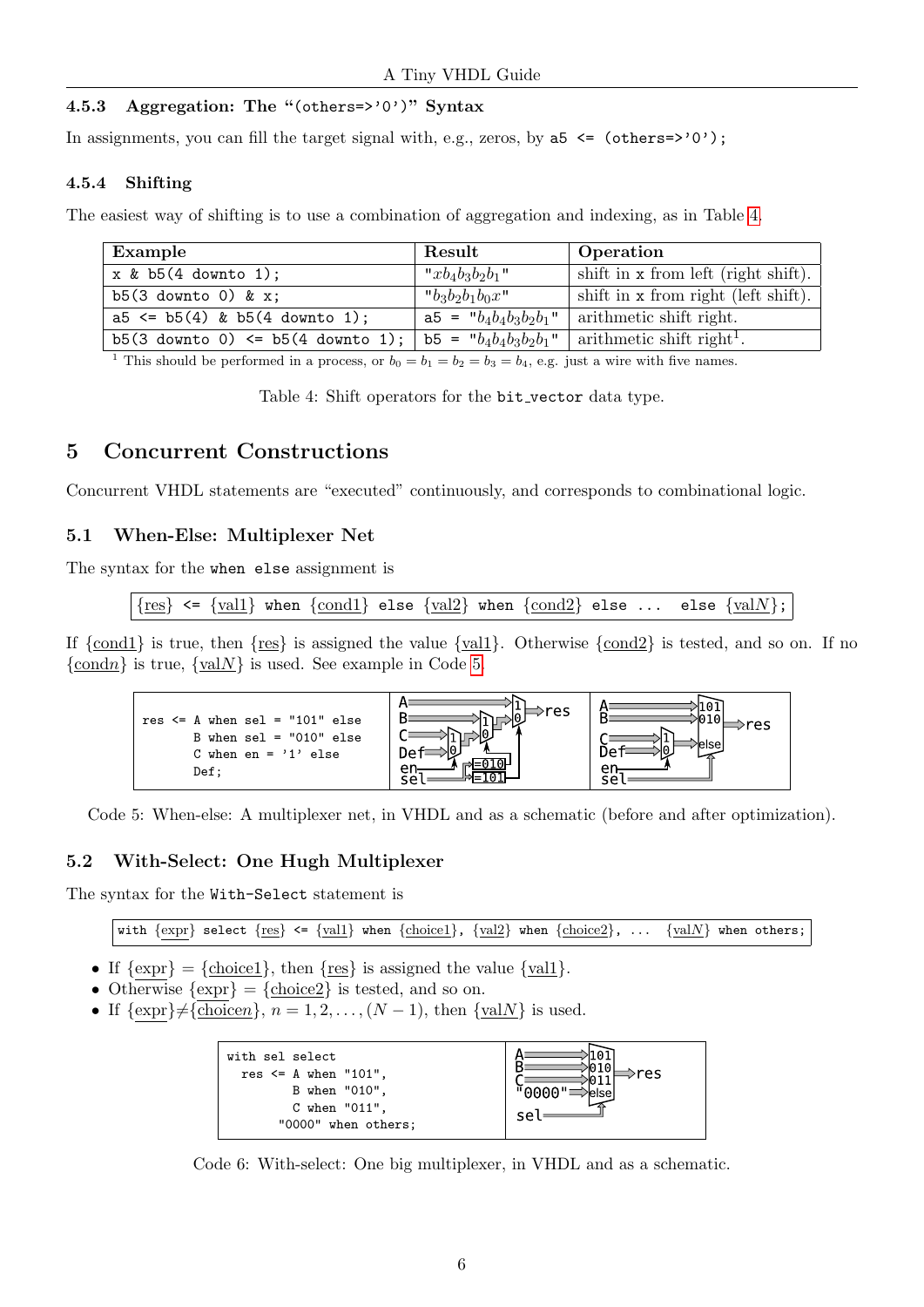### 4.5.3 Aggregation: The "(others=>'0')" Syntax

In assignments, you can fill the target signal with, e.g., zeros, by `a5 <= (others=>'0');`

### 4.5.4 Shifting

The easiest way of shifting is to use a combination of aggregation and indexing, as in Table 4.

| Example | Result | Operation |
|---|---|---|
| `x & b5(4 downto 1);` | "$xb_4b_3b_2b_1$" | shift in `x` from left (right shift). |
| `b5(3 downto 0) & x;` | "$b_3b_2b_1b_0x$" | shift in `x` from right (left shift). |
| `a5 <= b5(4) & b5(4 downto 1);` | `a5 =` "$b_4b_4b_3b_2b_1$" | arithmetic shift right. |
| `b5(3 downto 0) <= b5(4 downto 1);` | `b5 =` "$b_4b_4b_3b_2b_1$" | arithmetic shift right[1]. |

[1] This should be performed in a process, or $b_0 = b_1 = b_2 = b_3 = b_4$, e.g. just a wire with five names.

Table 4: Shift operators for the `bit_vector` data type.

## 5 Concurrent Constructions

Concurrent VHDL statements are "executed" continuously, and corresponds to combinational logic.

### 5.1 When-Else: Multiplexer Net

The syntax for the `when else` assignment is

```
{res} <= {val1} when {cond1} else {val2} when {cond2} else ... else {valN};
```

If {cond1} is true, then {res} is assigned the value {val1}. Otherwise {cond2} is tested, and so on. If no {condn} is true, {valN} is used. See example in Code 5.

```
res <= A when sel = "101" else
       B when sel = "010" else
       C when en = '1' else
       Def;
```

Code 5: When-else: A multiplexer net, in VHDL and as a schematic (before and after optimization).

### 5.2 With-Select: One Hugh Multiplexer

The syntax for the `With-Select` statement is

```
with {expr} select {res} <= {val1} when {choice1}, {val2} when {choice2}, ... {valN} when others;
```

- If {expr} = {choice1}, then {res} is assigned the value {val1}.
- Otherwise {expr} = {choice2} is tested, and so on.
- If {expr}≠{choicen}, $n = 1, 2, \ldots, (N-1)$, then {valN} is used.

```
with sel select
  res <= A when "101",
         B when "010",
         C when "011",
       "0000" when others;
```

Code 6: With-select: One big multiplexer, in VHDL and as a schematic.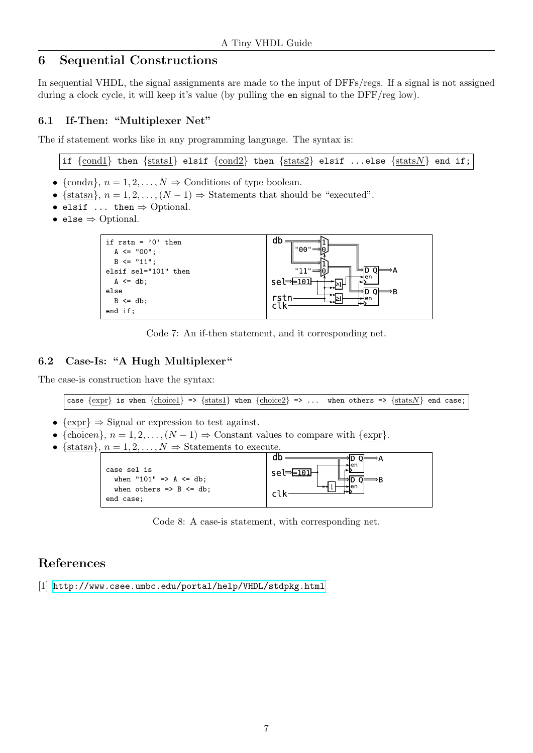## 6 Sequential Constructions

In sequential VHDL, the signal assignments are made to the input of DFFs/regs. If a signal is not assigned during a clock cycle, it will keep it's value (by pulling the `en` signal to the DFF/reg low).

### 6.1 If-Then: "Multiplexer Net"

The if statement works like in any programming language. The syntax is:

```
if {cond1} then {stats1} elsif {cond2} then {stats2} elsif ...else {statsN} end if;
```

- {cond$n$}, $n = 1, 2, \ldots, N$ ⇒ Conditions of type boolean.
- {stats$n$}, $n = 1, 2, \ldots, (N-1)$ ⇒ Statements that should be "executed".
- `elsif ... then` ⇒ Optional.
- `else` ⇒ Optional.

```
if rstn = '0' then
  A <= "00";
  B <= "11";
elsif sel="101" then
  A <= db;
else
  B <= db;
end if;
```

Code 7: An if-then statement, and it corresponding net.

### 6.2 Case-Is: "A Hugh Multiplexer"

The case-is construction have the syntax:

```
case {expr} is when {choice1} => {stats1} when {choice2} => ...  when others => {statsN} end case;
```

- {expr} ⇒ Signal or expression to test against.
- {choice$n$}, $n = 1, 2, \ldots, (N-1)$ ⇒ Constant values to compare with {expr}.
- {stats$n$}, $n = 1, 2, \ldots, N$ ⇒ Statements to execute.

```
case sel is
  when "101" => A <= db;
  when others => B <= db;
end case;
```

Code 8: A case-is statement, with corresponding net.

## References

[1] http://www.csee.umbc.edu/portal/help/VHDL/stdpkg.html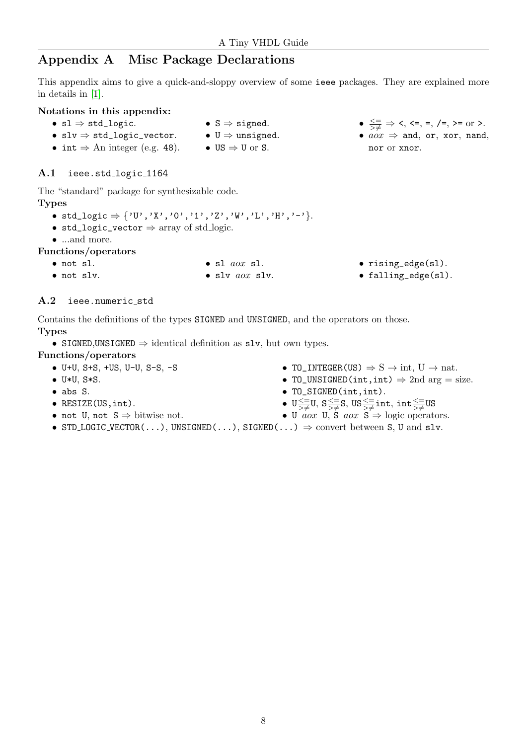# Appendix A Misc Package Declarations

This appendix aims to give a quick-and-sloppy overview of some `ieee` packages. They are explained more in details in [1].

**Notations in this appendix:**

- `sl` ⇒ `std_logic`.
- `slv` ⇒ `std_logic_vector`.
- `int` ⇒ An integer (e.g. `48`).
- `S` ⇒ `signed`.
- `U` ⇒ `unsigned`.
- `US` ⇒ `U` or `S`.
- $\substack{<=\\>\neq}$ ⇒ `<`, `<=`, `=`, `/=`, `>=` or `>`.
- *aox* ⇒ `and`, `or`, `xor`, `nand`, `nor` or `xnor`.

## A.1 ieee.std_logic_1164

The "standard" package for synthesizable code.

**Types**

- `std_logic` ⇒ {`'U'`,`'X'`,`'0'`,`'1'`,`'Z'`,`'W'`,`'L'`,`'H'`,`'-'`}.
- `std_logic_vector` ⇒ array of std_logic.
- ...and more.

**Functions/operators**

- `not sl`.
- `not slv`.
- `sl` *aox* `sl`.
- `slv` *aox* `slv`.
- `rising_edge(sl)`.
- `falling_edge(sl)`.

## A.2 ieee.numeric_std

Contains the definitions of the types `SIGNED` and `UNSIGNED`, and the operators on those.

**Types**

- `SIGNED`,`UNSIGNED` ⇒ identical definition as `slv`, but own types.

**Functions/operators**

- `U+U`, `S+S`, `+US`, `U-U`, `S-S`, `-S`
- `U*U`, `S*S`.
- `abs S`.
- `RESIZE(US,int)`.
- `not U`, `not S` ⇒ bitwise not.
- `TO_INTEGER(US)` ⇒ S → int, U → nat.
- `TO_UNSIGNED(int,int)` ⇒ 2nd arg = size.
- `TO_SIGNED(int,int)`.
- `U`$\substack{<=\\>\neq}$`U`, `S`$\substack{<=\\>\neq}$`S`, `US`$\substack{<=\\>\neq}$`int`, `int`$\substack{<=\\>\neq}$`US`
- `U` *aox* `U`, `S` *aox* `S` ⇒ logic operators.
- `STD_LOGIC_VECTOR(...)`, `UNSIGNED(...)`, `SIGNED(...)` ⇒ convert between `S`, `U` and `slv`.